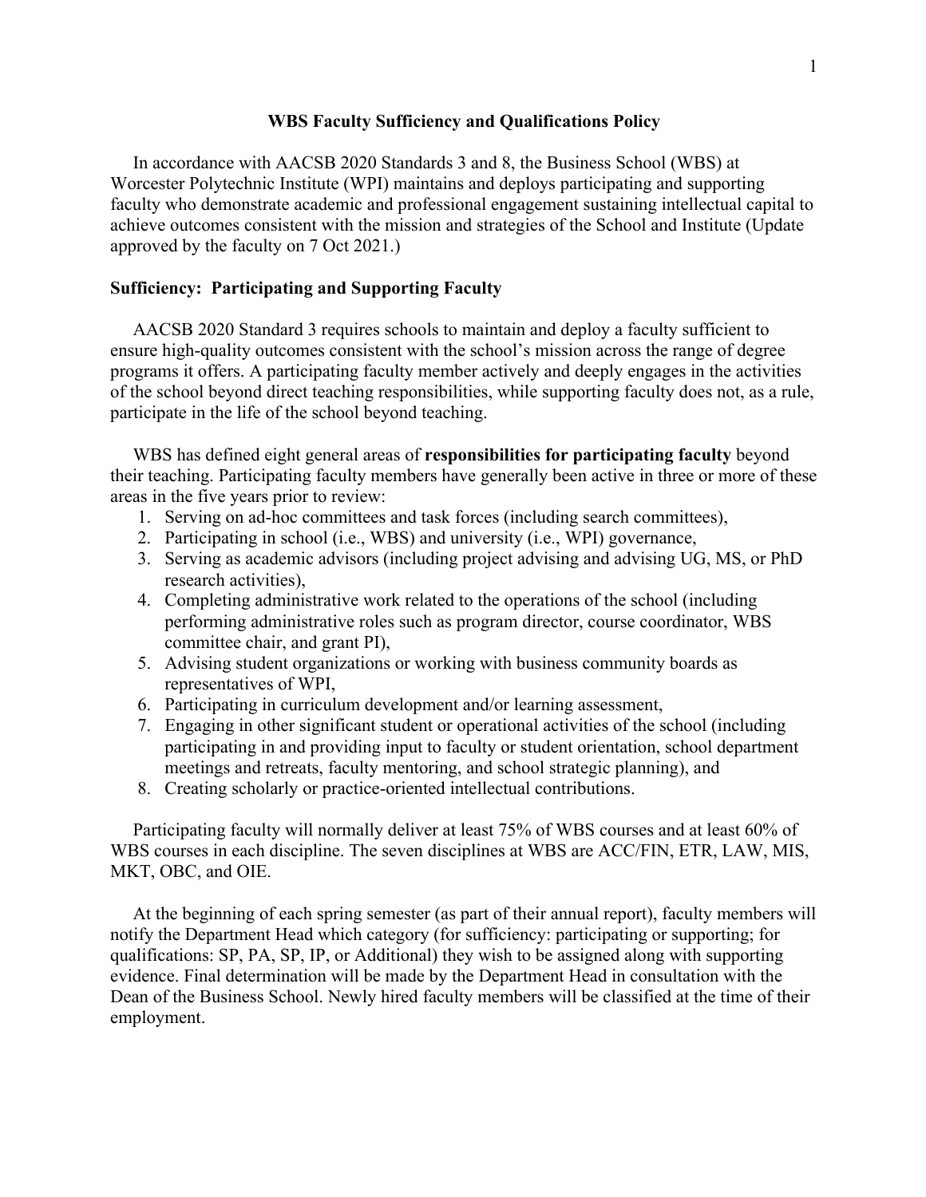# WBS Faculty Sufficiency and Qualifications Policy

In accordance with AACSB 2020 Standards 3 and 8, the Business School (WBS) at Worcester Polytechnic Institute (WPI) maintains and deploys participating and supporting faculty who demonstrate academic and professional engagement sustaining intellectual capital to achieve outcomes consistent with the mission and strategies of the School and Institute (Update approved by the faculty on 7 Oct 2021.)

## Sufficiency: Participating and Supporting Faculty

AACSB 2020 Standard 3 requires schools to maintain and deploy a faculty sufficient to ensure high-quality outcomes consistent with the school's mission across the range of degree programs it offers. A participating faculty member actively and deeply engages in the activities of the school beyond direct teaching responsibilities, while supporting faculty does not, as a rule, participate in the life of the school beyond teaching.

WBS has defined eight general areas of **responsibilities for participating faculty** beyond their teaching. Participating faculty members have generally been active in three or more of these areas in the five years prior to review:

1. Serving on ad-hoc committees and task forces (including search committees),
2. Participating in school (i.e., WBS) and university (i.e., WPI) governance,
3. Serving as academic advisors (including project advising and advising UG, MS, or PhD research activities),
4. Completing administrative work related to the operations of the school (including performing administrative roles such as program director, course coordinator, WBS committee chair, and grant PI),
5. Advising student organizations or working with business community boards as representatives of WPI,
6. Participating in curriculum development and/or learning assessment,
7. Engaging in other significant student or operational activities of the school (including participating in and providing input to faculty or student orientation, school department meetings and retreats, faculty mentoring, and school strategic planning), and
8. Creating scholarly or practice-oriented intellectual contributions.

Participating faculty will normally deliver at least 75% of WBS courses and at least 60% of WBS courses in each discipline. The seven disciplines at WBS are ACC/FIN, ETR, LAW, MIS, MKT, OBC, and OIE.

At the beginning of each spring semester (as part of their annual report), faculty members will notify the Department Head which category (for sufficiency: participating or supporting; for qualifications: SP, PA, SP, IP, or Additional) they wish to be assigned along with supporting evidence. Final determination will be made by the Department Head in consultation with the Dean of the Business School. Newly hired faculty members will be classified at the time of their employment.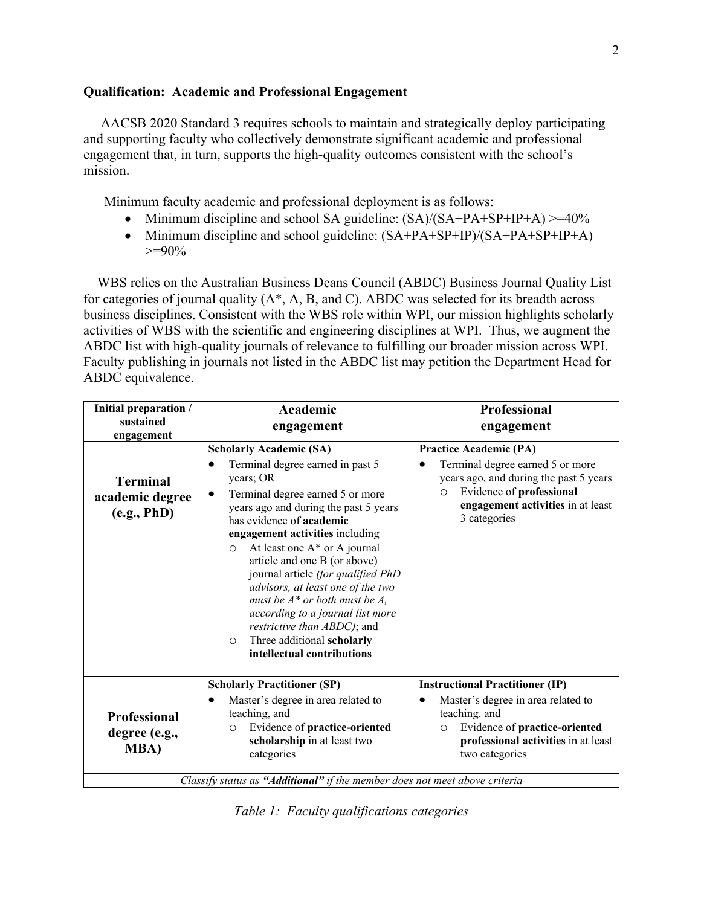**Qualification: Academic and Professional Engagement**

AACSB 2020 Standard 3 requires schools to maintain and strategically deploy participating and supporting faculty who collectively demonstrate significant academic and professional engagement that, in turn, supports the high-quality outcomes consistent with the school's mission.

Minimum faculty academic and professional deployment is as follows:

- Minimum discipline and school SA guideline: (SA)/(SA+PA+SP+IP+A) >=40%
- Minimum discipline and school guideline: (SA+PA+SP+IP)/(SA+PA+SP+IP+A) >=90%

WBS relies on the Australian Business Deans Council (ABDC) Business Journal Quality List for categories of journal quality (A*, A, B, and C). ABDC was selected for its breadth across business disciplines. Consistent with the WBS role within WPI, our mission highlights scholarly activities of WBS with the scientific and engineering disciplines at WPI. Thus, we augment the ABDC list with high-quality journals of relevance to fulfilling our broader mission across WPI. Faculty publishing in journals not listed in the ABDC list may petition the Department Head for ABDC equivalence.

| Initial preparation / sustained engagement | Academic engagement | Professional engagement |
|---|---|---|
| **Terminal academic degree (e.g., PhD)** | **Scholarly Academic (SA)**<br>• Terminal degree earned in past 5 years; OR<br>• Terminal degree earned 5 or more years ago and during the past 5 years has evidence of **academic engagement activities** including<br>  ○ At least one A* or A journal article and one B (or above) journal article *(for qualified PhD advisors, at least one of the two must be A* or both must be A, according to a journal list more restrictive than ABDC)*; and<br>  ○ Three additional **scholarly intellectual contributions** | **Practice Academic (PA)**<br>• Terminal degree earned 5 or more years ago, and during the past 5 years<br>  ○ Evidence of **professional engagement activities** in at least 3 categories |
| **Professional degree (e.g., MBA)** | **Scholarly Practitioner (SP)**<br>• Master's degree in area related to teaching, and<br>  ○ Evidence of **practice-oriented scholarship** in at least two categories | **Instructional Practitioner (IP)**<br>• Master's degree in area related to teaching. and<br>  ○ Evidence of **practice-oriented professional activities** in at least two categories |
| *Classify status as **"Additional"** if the member does not meet above criteria* | | |

*Table 1: Faculty qualifications categories*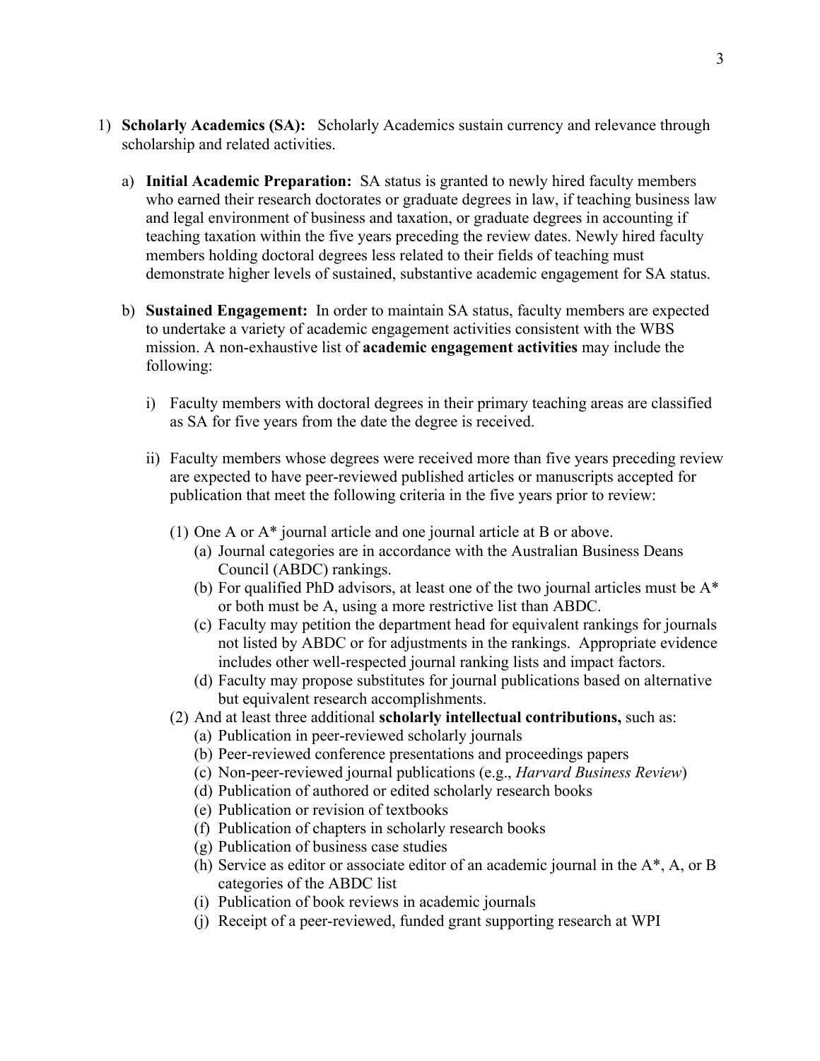1) **Scholarly Academics (SA):** Scholarly Academics sustain currency and relevance through scholarship and related activities.

   a) **Initial Academic Preparation:** SA status is granted to newly hired faculty members who earned their research doctorates or graduate degrees in law, if teaching business law and legal environment of business and taxation, or graduate degrees in accounting if teaching taxation within the five years preceding the review dates. Newly hired faculty members holding doctoral degrees less related to their fields of teaching must demonstrate higher levels of sustained, substantive academic engagement for SA status.

   b) **Sustained Engagement:** In order to maintain SA status, faculty members are expected to undertake a variety of academic engagement activities consistent with the WBS mission. A non-exhaustive list of **academic engagement activities** may include the following:

      i) Faculty members with doctoral degrees in their primary teaching areas are classified as SA for five years from the date the degree is received.

      ii) Faculty members whose degrees were received more than five years preceding review are expected to have peer-reviewed published articles or manuscripts accepted for publication that meet the following criteria in the five years prior to review:

         (1) One A or A* journal article and one journal article at B or above.
            (a) Journal categories are in accordance with the Australian Business Deans Council (ABDC) rankings.
            (b) For qualified PhD advisors, at least one of the two journal articles must be A* or both must be A, using a more restrictive list than ABDC.
            (c) Faculty may petition the department head for equivalent rankings for journals not listed by ABDC or for adjustments in the rankings. Appropriate evidence includes other well-respected journal ranking lists and impact factors.
            (d) Faculty may propose substitutes for journal publications based on alternative but equivalent research accomplishments.

         (2) And at least three additional **scholarly intellectual contributions,** such as:
            (a) Publication in peer-reviewed scholarly journals
            (b) Peer-reviewed conference presentations and proceedings papers
            (c) Non-peer-reviewed journal publications (e.g., *Harvard Business Review*)
            (d) Publication of authored or edited scholarly research books
            (e) Publication or revision of textbooks
            (f) Publication of chapters in scholarly research books
            (g) Publication of business case studies
            (h) Service as editor or associate editor of an academic journal in the A*, A, or B categories of the ABDC list
            (i) Publication of book reviews in academic journals
            (j) Receipt of a peer-reviewed, funded grant supporting research at WPI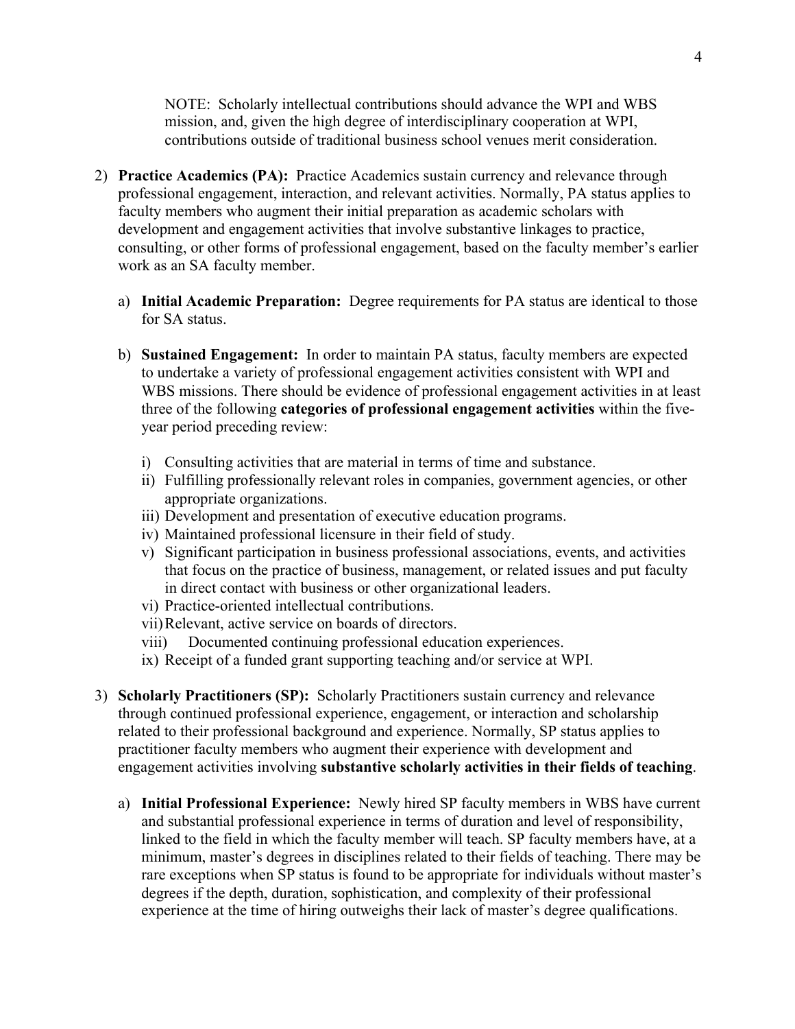NOTE: Scholarly intellectual contributions should advance the WPI and WBS mission, and, given the high degree of interdisciplinary cooperation at WPI, contributions outside of traditional business school venues merit consideration.

2) **Practice Academics (PA):** Practice Academics sustain currency and relevance through professional engagement, interaction, and relevant activities. Normally, PA status applies to faculty members who augment their initial preparation as academic scholars with development and engagement activities that involve substantive linkages to practice, consulting, or other forms of professional engagement, based on the faculty member's earlier work as an SA faculty member.

   a) **Initial Academic Preparation:** Degree requirements for PA status are identical to those for SA status.

   b) **Sustained Engagement:** In order to maintain PA status, faculty members are expected to undertake a variety of professional engagement activities consistent with WPI and WBS missions. There should be evidence of professional engagement activities in at least three of the following **categories of professional engagement activities** within the five-year period preceding review:

      i) Consulting activities that are material in terms of time and substance.
      ii) Fulfilling professionally relevant roles in companies, government agencies, or other appropriate organizations.
      iii) Development and presentation of executive education programs.
      iv) Maintained professional licensure in their field of study.
      v) Significant participation in business professional associations, events, and activities that focus on the practice of business, management, or related issues and put faculty in direct contact with business or other organizational leaders.
      vi) Practice-oriented intellectual contributions.
      vii) Relevant, active service on boards of directors.
      viii) Documented continuing professional education experiences.
      ix) Receipt of a funded grant supporting teaching and/or service at WPI.

3) **Scholarly Practitioners (SP):** Scholarly Practitioners sustain currency and relevance through continued professional experience, engagement, or interaction and scholarship related to their professional background and experience. Normally, SP status applies to practitioner faculty members who augment their experience with development and engagement activities involving **substantive scholarly activities in their fields of teaching**.

   a) **Initial Professional Experience:** Newly hired SP faculty members in WBS have current and substantial professional experience in terms of duration and level of responsibility, linked to the field in which the faculty member will teach. SP faculty members have, at a minimum, master's degrees in disciplines related to their fields of teaching. There may be rare exceptions when SP status is found to be appropriate for individuals without master's degrees if the depth, duration, sophistication, and complexity of their professional experience at the time of hiring outweighs their lack of master's degree qualifications.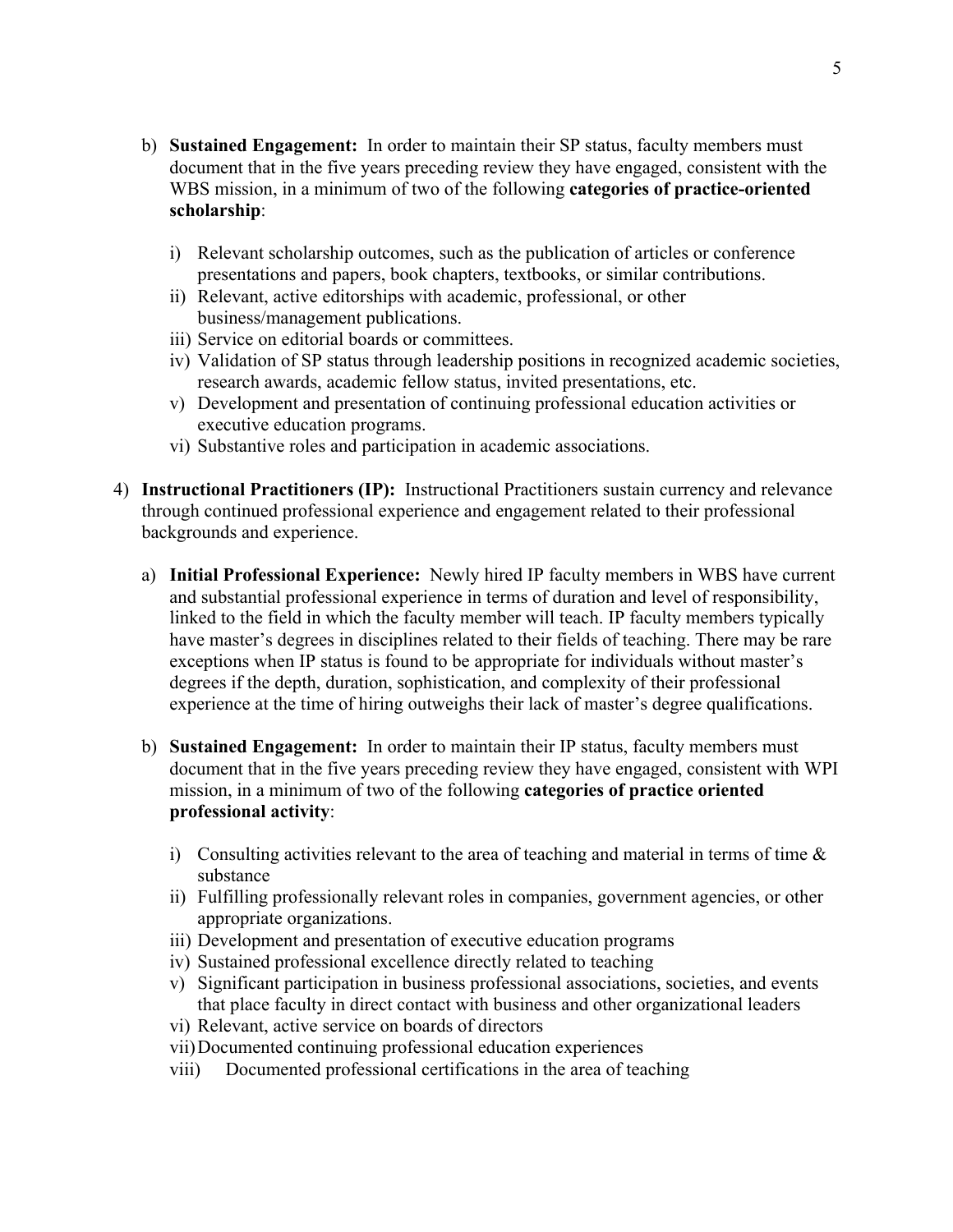b) **Sustained Engagement:** In order to maintain their SP status, faculty members must document that in the five years preceding review they have engaged, consistent with the WBS mission, in a minimum of two of the following **categories of practice-oriented scholarship**:

   i) Relevant scholarship outcomes, such as the publication of articles or conference presentations and papers, book chapters, textbooks, or similar contributions.
   ii) Relevant, active editorships with academic, professional, or other business/management publications.
   iii) Service on editorial boards or committees.
   iv) Validation of SP status through leadership positions in recognized academic societies, research awards, academic fellow status, invited presentations, etc.
   v) Development and presentation of continuing professional education activities or executive education programs.
   vi) Substantive roles and participation in academic associations.

4) **Instructional Practitioners (IP):** Instructional Practitioners sustain currency and relevance through continued professional experience and engagement related to their professional backgrounds and experience.

   a) **Initial Professional Experience:** Newly hired IP faculty members in WBS have current and substantial professional experience in terms of duration and level of responsibility, linked to the field in which the faculty member will teach. IP faculty members typically have master's degrees in disciplines related to their fields of teaching. There may be rare exceptions when IP status is found to be appropriate for individuals without master's degrees if the depth, duration, sophistication, and complexity of their professional experience at the time of hiring outweighs their lack of master's degree qualifications.

   b) **Sustained Engagement:** In order to maintain their IP status, faculty members must document that in the five years preceding review they have engaged, consistent with WPI mission, in a minimum of two of the following **categories of practice oriented professional activity**:

      i) Consulting activities relevant to the area of teaching and material in terms of time & substance
      ii) Fulfilling professionally relevant roles in companies, government agencies, or other appropriate organizations.
      iii) Development and presentation of executive education programs
      iv) Sustained professional excellence directly related to teaching
      v) Significant participation in business professional associations, societies, and events that place faculty in direct contact with business and other organizational leaders
      vi) Relevant, active service on boards of directors
      vii) Documented continuing professional education experiences
      viii) Documented professional certifications in the area of teaching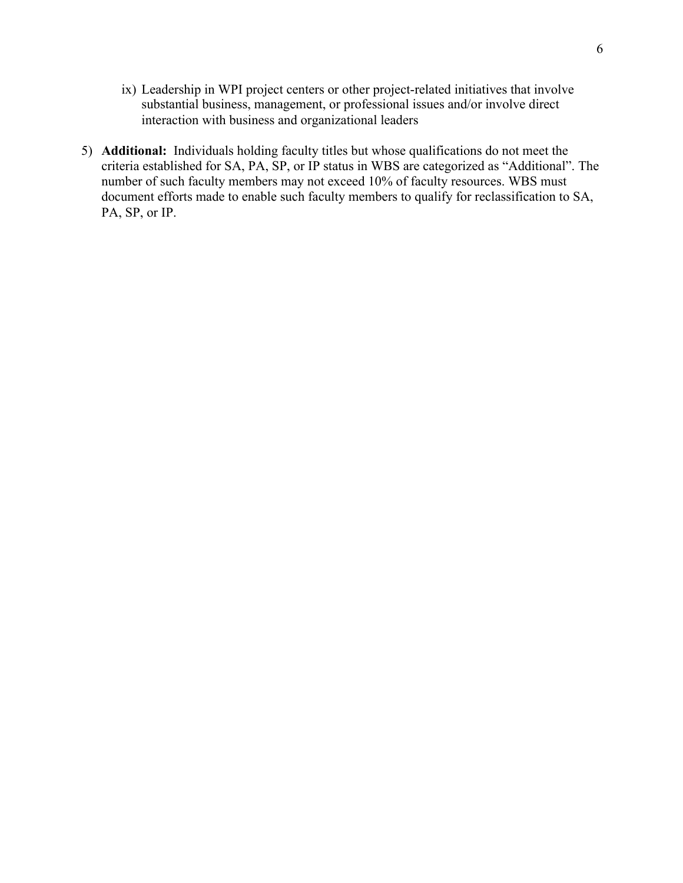ix) Leadership in WPI project centers or other project-related initiatives that involve substantial business, management, or professional issues and/or involve direct interaction with business and organizational leaders

5) **Additional:** Individuals holding faculty titles but whose qualifications do not meet the criteria established for SA, PA, SP, or IP status in WBS are categorized as "Additional". The number of such faculty members may not exceed 10% of faculty resources. WBS must document efforts made to enable such faculty members to qualify for reclassification to SA, PA, SP, or IP.